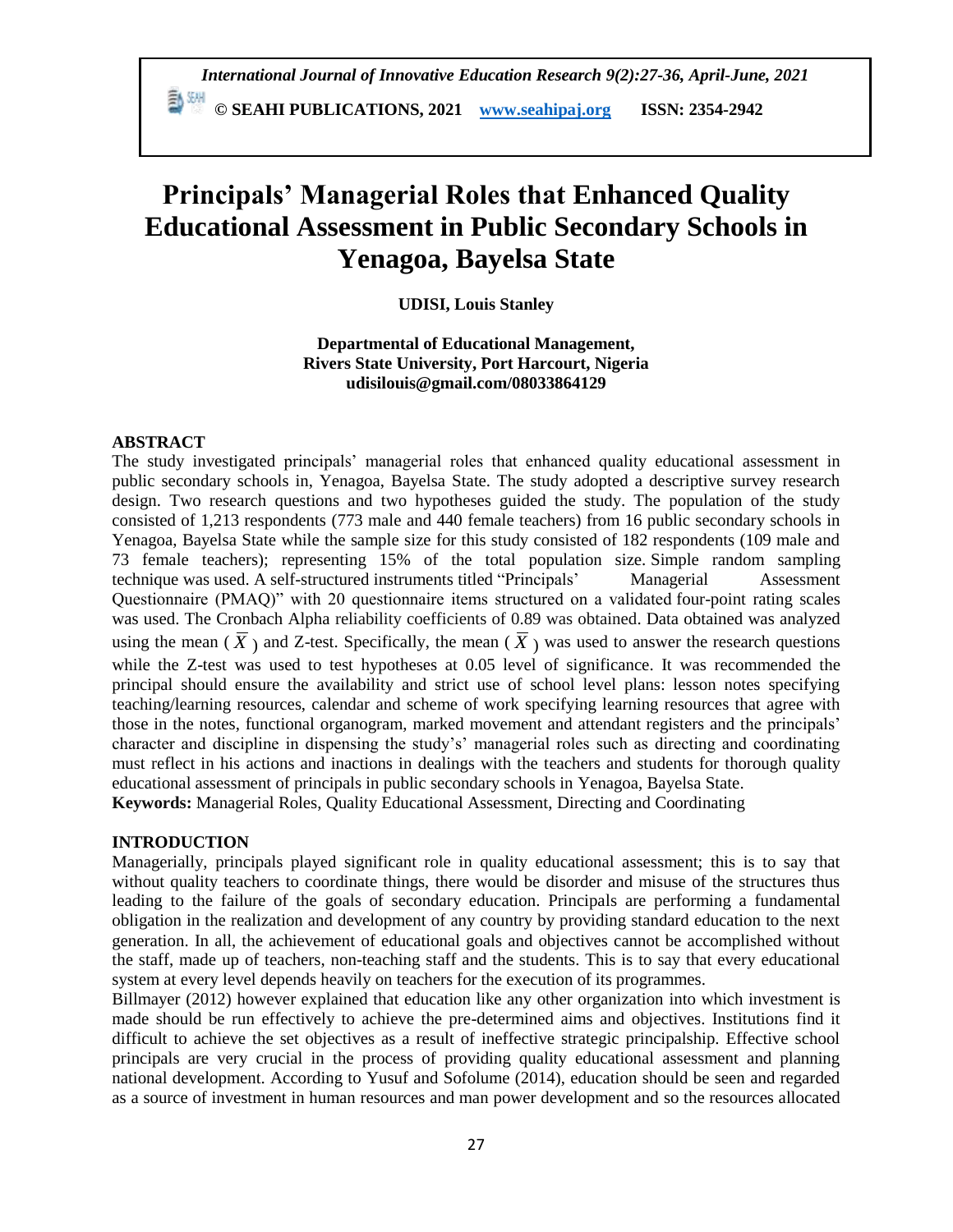# Principals' Managerial Roles that Enhanced Quality Educational Assessment in Public Secondary Schools in Yenagoa, Bayelsa State

**UDISI, Louis Stanley**

**Departmental of Educational Management,**
**Rivers State University, Port Harcourt, Nigeria**
**udisilouis@gmail.com/08033864129**

## ABSTRACT

The study investigated principals' managerial roles that enhanced quality educational assessment in public secondary schools in, Yenagoa, Bayelsa State. The study adopted a descriptive survey research design. Two research questions and two hypotheses guided the study. The population of the study consisted of 1,213 respondents (773 male and 440 female teachers) from 16 public secondary schools in Yenagoa, Bayelsa State while the sample size for this study consisted of 182 respondents (109 male and 73 female teachers); representing 15% of the total population size. Simple random sampling technique was used. A self-structured instruments titled "Principals' Managerial Assessment Questionnaire (PMAQ)" with 20 questionnaire items structured on a validated four-point rating scales was used. The Cronbach Alpha reliability coefficients of 0.89 was obtained. Data obtained was analyzed using the mean ($\bar{X}$) and Z-test. Specifically, the mean ($\bar{X}$) was used to answer the research questions while the Z-test was used to test hypotheses at 0.05 level of significance. It was recommended the principal should ensure the availability and strict use of school level plans: lesson notes specifying teaching/learning resources, calendar and scheme of work specifying learning resources that agree with those in the notes, functional organogram, marked movement and attendant registers and the principals' character and discipline in dispensing the study's' managerial roles such as directing and coordinating must reflect in his actions and inactions in dealings with the teachers and students for thorough quality educational assessment of principals in public secondary schools in Yenagoa, Bayelsa State.

**Keywords:** Managerial Roles, Quality Educational Assessment, Directing and Coordinating

## INTRODUCTION

Managerially, principals played significant role in quality educational assessment; this is to say that without quality teachers to coordinate things, there would be disorder and misuse of the structures thus leading to the failure of the goals of secondary education. Principals are performing a fundamental obligation in the realization and development of any country by providing standard education to the next generation. In all, the achievement of educational goals and objectives cannot be accomplished without the staff, made up of teachers, non-teaching staff and the students. This is to say that every educational system at every level depends heavily on teachers for the execution of its programmes.

Billmayer (2012) however explained that education like any other organization into which investment is made should be run effectively to achieve the pre-determined aims and objectives. Institutions find it difficult to achieve the set objectives as a result of ineffective strategic principalship. Effective school principals are very crucial in the process of providing quality educational assessment and planning national development. According to Yusuf and Sofolume (2014), education should be seen and regarded as a source of investment in human resources and man power development and so the resources allocated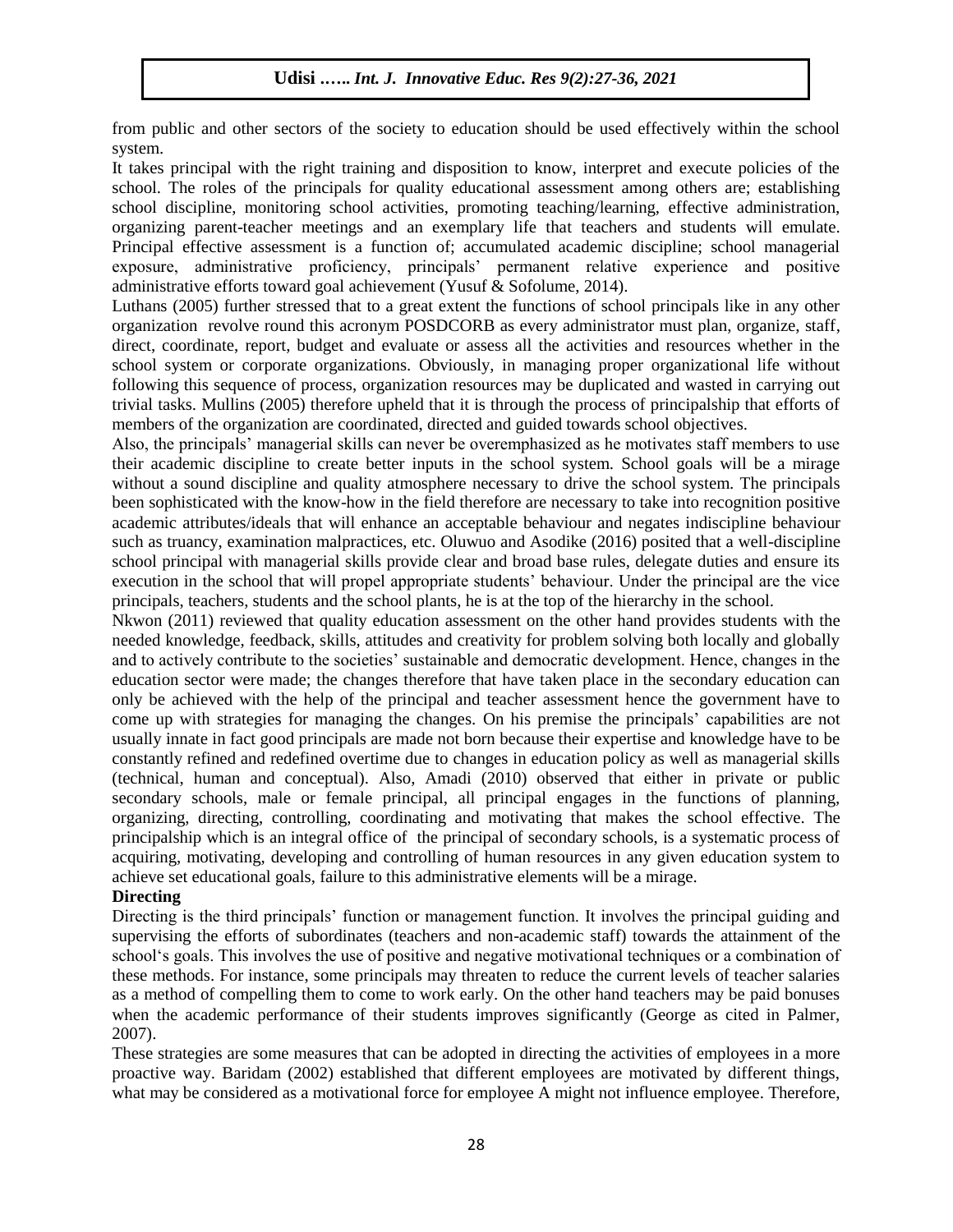from public and other sectors of the society to education should be used effectively within the school system.

It takes principal with the right training and disposition to know, interpret and execute policies of the school. The roles of the principals for quality educational assessment among others are; establishing school discipline, monitoring school activities, promoting teaching/learning, effective administration, organizing parent-teacher meetings and an exemplary life that teachers and students will emulate. Principal effective assessment is a function of; accumulated academic discipline; school managerial exposure, administrative proficiency, principals' permanent relative experience and positive administrative efforts toward goal achievement (Yusuf & Sofolume, 2014).

Luthans (2005) further stressed that to a great extent the functions of school principals like in any other organization revolve round this acronym POSDCORB as every administrator must plan, organize, staff, direct, coordinate, report, budget and evaluate or assess all the activities and resources whether in the school system or corporate organizations. Obviously, in managing proper organizational life without following this sequence of process, organization resources may be duplicated and wasted in carrying out trivial tasks. Mullins (2005) therefore upheld that it is through the process of principalship that efforts of members of the organization are coordinated, directed and guided towards school objectives.

Also, the principals' managerial skills can never be overemphasized as he motivates staff members to use their academic discipline to create better inputs in the school system. School goals will be a mirage without a sound discipline and quality atmosphere necessary to drive the school system. The principals been sophisticated with the know-how in the field therefore are necessary to take into recognition positive academic attributes/ideals that will enhance an acceptable behaviour and negates indiscipline behaviour such as truancy, examination malpractices, etc. Oluwuo and Asodike (2016) posited that a well-discipline school principal with managerial skills provide clear and broad base rules, delegate duties and ensure its execution in the school that will propel appropriate students' behaviour. Under the principal are the vice principals, teachers, students and the school plants, he is at the top of the hierarchy in the school.

Nkwon (2011) reviewed that quality education assessment on the other hand provides students with the needed knowledge, feedback, skills, attitudes and creativity for problem solving both locally and globally and to actively contribute to the societies' sustainable and democratic development. Hence, changes in the education sector were made; the changes therefore that have taken place in the secondary education can only be achieved with the help of the principal and teacher assessment hence the government have to come up with strategies for managing the changes. On his premise the principals' capabilities are not usually innate in fact good principals are made not born because their expertise and knowledge have to be constantly refined and redefined overtime due to changes in education policy as well as managerial skills (technical, human and conceptual). Also, Amadi (2010) observed that either in private or public secondary schools, male or female principal, all principal engages in the functions of planning, organizing, directing, controlling, coordinating and motivating that makes the school effective. The principalship which is an integral office of the principal of secondary schools, is a systematic process of acquiring, motivating, developing and controlling of human resources in any given education system to achieve set educational goals, failure to this administrative elements will be a mirage.

**Directing**

Directing is the third principals' function or management function. It involves the principal guiding and supervising the efforts of subordinates (teachers and non-academic staff) towards the attainment of the school's goals. This involves the use of positive and negative motivational techniques or a combination of these methods. For instance, some principals may threaten to reduce the current levels of teacher salaries as a method of compelling them to come to work early. On the other hand teachers may be paid bonuses when the academic performance of their students improves significantly (George as cited in Palmer, 2007).

These strategies are some measures that can be adopted in directing the activities of employees in a more proactive way. Baridam (2002) established that different employees are motivated by different things, what may be considered as a motivational force for employee A might not influence employee. Therefore,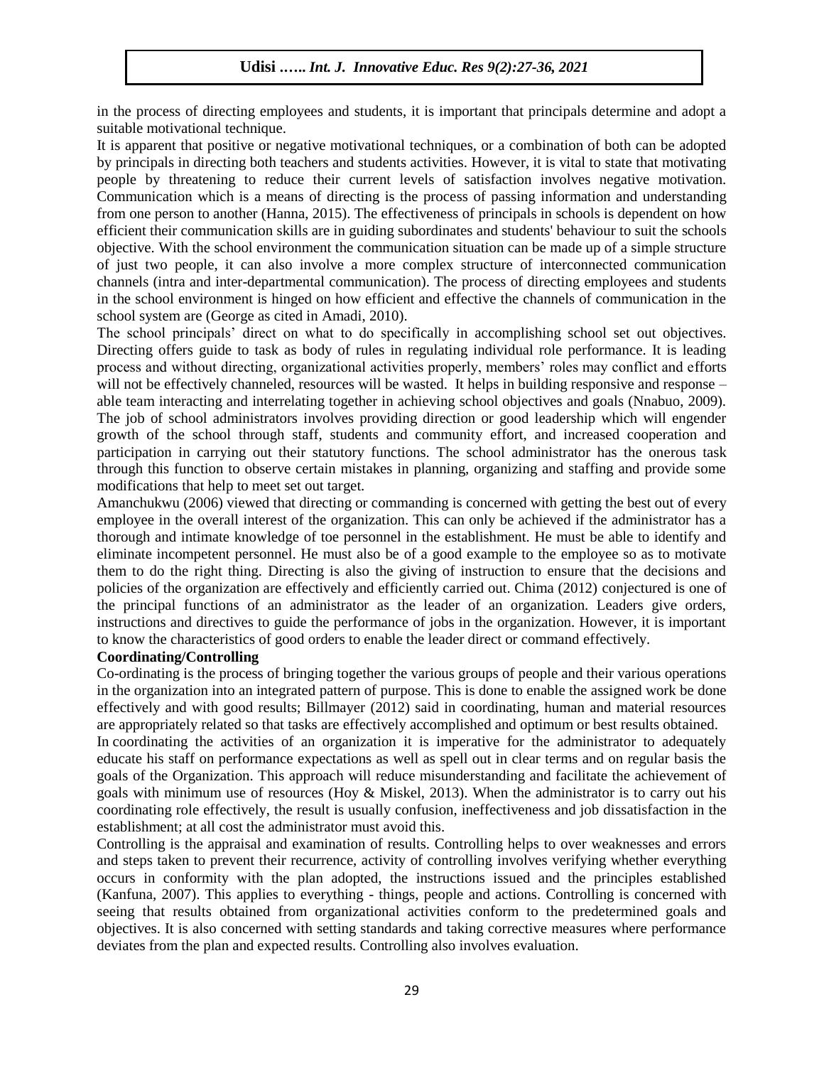in the process of directing employees and students, it is important that principals determine and adopt a suitable motivational technique.

It is apparent that positive or negative motivational techniques, or a combination of both can be adopted by principals in directing both teachers and students activities. However, it is vital to state that motivating people by threatening to reduce their current levels of satisfaction involves negative motivation. Communication which is a means of directing is the process of passing information and understanding from one person to another (Hanna, 2015). The effectiveness of principals in schools is dependent on how efficient their communication skills are in guiding subordinates and students' behaviour to suit the schools objective. With the school environment the communication situation can be made up of a simple structure of just two people, it can also involve a more complex structure of interconnected communication channels (intra and inter-departmental communication). The process of directing employees and students in the school environment is hinged on how efficient and effective the channels of communication in the school system are (George as cited in Amadi, 2010).

The school principals' direct on what to do specifically in accomplishing school set out objectives. Directing offers guide to task as body of rules in regulating individual role performance. It is leading process and without directing, organizational activities properly, members' roles may conflict and efforts will not be effectively channeled, resources will be wasted. It helps in building responsive and response – able team interacting and interrelating together in achieving school objectives and goals (Nnabuo, 2009).

The job of school administrators involves providing direction or good leadership which will engender growth of the school through staff, students and community effort, and increased cooperation and participation in carrying out their statutory functions. The school administrator has the onerous task through this function to observe certain mistakes in planning, organizing and staffing and provide some modifications that help to meet set out target.

Amanchukwu (2006) viewed that directing or commanding is concerned with getting the best out of every employee in the overall interest of the organization. This can only be achieved if the administrator has a thorough and intimate knowledge of toe personnel in the establishment. He must be able to identify and eliminate incompetent personnel. He must also be of a good example to the employee so as to motivate them to do the right thing. Directing is also the giving of instruction to ensure that the decisions and policies of the organization are effectively and efficiently carried out. Chima (2012) conjectured is one of the principal functions of an administrator as the leader of an organization. Leaders give orders, instructions and directives to guide the performance of jobs in the organization. However, it is important to know the characteristics of good orders to enable the leader direct or command effectively.

**Coordinating/Controlling**

Co-ordinating is the process of bringing together the various groups of people and their various operations in the organization into an integrated pattern of purpose. This is done to enable the assigned work be done effectively and with good results; Billmayer (2012) said in coordinating, human and material resources are appropriately related so that tasks are effectively accomplished and optimum or best results obtained.

In coordinating the activities of an organization it is imperative for the administrator to adequately educate his staff on performance expectations as well as spell out in clear terms and on regular basis the goals of the Organization. This approach will reduce misunderstanding and facilitate the achievement of goals with minimum use of resources (Hoy & Miskel, 2013). When the administrator is to carry out his coordinating role effectively, the result is usually confusion, ineffectiveness and job dissatisfaction in the establishment; at all cost the administrator must avoid this.

Controlling is the appraisal and examination of results. Controlling helps to over weaknesses and errors and steps taken to prevent their recurrence, activity of controlling involves verifying whether everything occurs in conformity with the plan adopted, the instructions issued and the principles established (Kanfuna, 2007). This applies to everything - things, people and actions. Controlling is concerned with seeing that results obtained from organizational activities conform to the predetermined goals and objectives. It is also concerned with setting standards and taking corrective measures where performance deviates from the plan and expected results. Controlling also involves evaluation.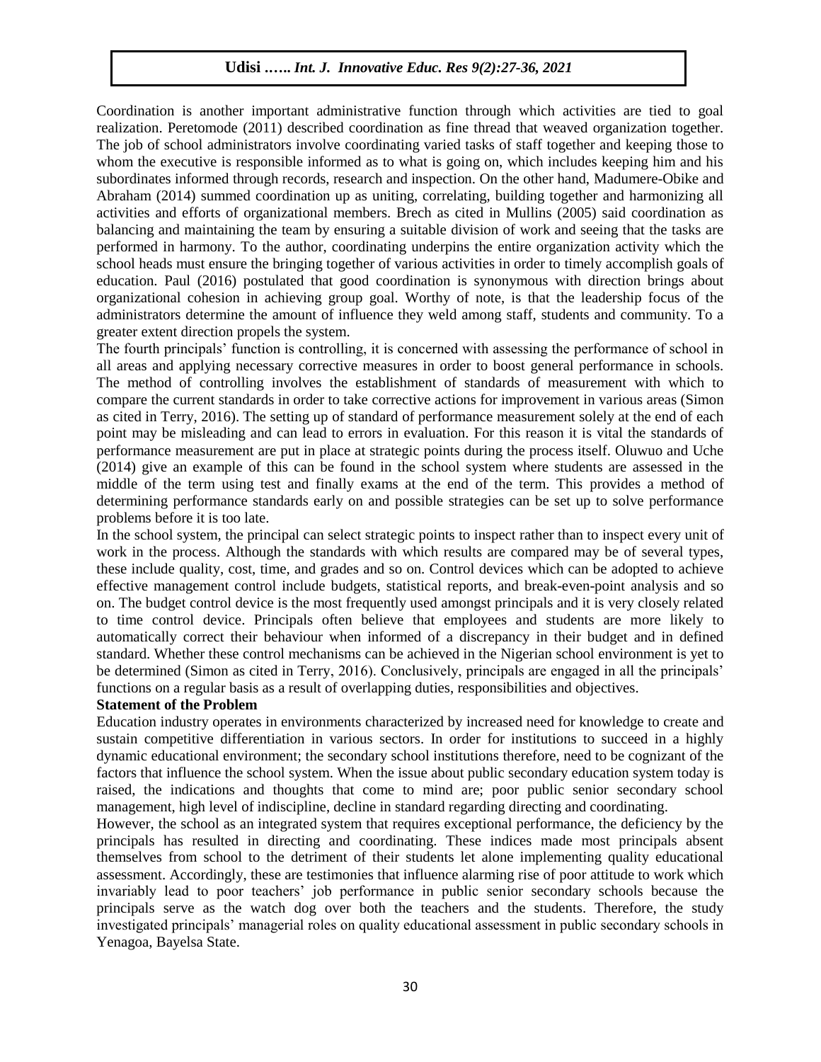Coordination is another important administrative function through which activities are tied to goal realization. Peretomode (2011) described coordination as fine thread that weaved organization together. The job of school administrators involve coordinating varied tasks of staff together and keeping those to whom the executive is responsible informed as to what is going on, which includes keeping him and his subordinates informed through records, research and inspection. On the other hand, Madumere-Obike and Abraham (2014) summed coordination up as uniting, correlating, building together and harmonizing all activities and efforts of organizational members. Brech as cited in Mullins (2005) said coordination as balancing and maintaining the team by ensuring a suitable division of work and seeing that the tasks are performed in harmony. To the author, coordinating underpins the entire organization activity which the school heads must ensure the bringing together of various activities in order to timely accomplish goals of education. Paul (2016) postulated that good coordination is synonymous with direction brings about organizational cohesion in achieving group goal. Worthy of note, is that the leadership focus of the administrators determine the amount of influence they weld among staff, students and community. To a greater extent direction propels the system.

The fourth principals' function is controlling, it is concerned with assessing the performance of school in all areas and applying necessary corrective measures in order to boost general performance in schools. The method of controlling involves the establishment of standards of measurement with which to compare the current standards in order to take corrective actions for improvement in various areas (Simon as cited in Terry, 2016). The setting up of standard of performance measurement solely at the end of each point may be misleading and can lead to errors in evaluation. For this reason it is vital the standards of performance measurement are put in place at strategic points during the process itself. Oluwuo and Uche (2014) give an example of this can be found in the school system where students are assessed in the middle of the term using test and finally exams at the end of the term. This provides a method of determining performance standards early on and possible strategies can be set up to solve performance problems before it is too late.

In the school system, the principal can select strategic points to inspect rather than to inspect every unit of work in the process. Although the standards with which results are compared may be of several types, these include quality, cost, time, and grades and so on. Control devices which can be adopted to achieve effective management control include budgets, statistical reports, and break-even-point analysis and so on. The budget control device is the most frequently used amongst principals and it is very closely related to time control device. Principals often believe that employees and students are more likely to automatically correct their behaviour when informed of a discrepancy in their budget and in defined standard. Whether these control mechanisms can be achieved in the Nigerian school environment is yet to be determined (Simon as cited in Terry, 2016). Conclusively, principals are engaged in all the principals' functions on a regular basis as a result of overlapping duties, responsibilities and objectives.

**Statement of the Problem**

Education industry operates in environments characterized by increased need for knowledge to create and sustain competitive differentiation in various sectors. In order for institutions to succeed in a highly dynamic educational environment; the secondary school institutions therefore, need to be cognizant of the factors that influence the school system. When the issue about public secondary education system today is raised, the indications and thoughts that come to mind are; poor public senior secondary school management, high level of indiscipline, decline in standard regarding directing and coordinating.

However, the school as an integrated system that requires exceptional performance, the deficiency by the principals has resulted in directing and coordinating. These indices made most principals absent themselves from school to the detriment of their students let alone implementing quality educational assessment. Accordingly, these are testimonies that influence alarming rise of poor attitude to work which invariably lead to poor teachers' job performance in public senior secondary schools because the principals serve as the watch dog over both the teachers and the students. Therefore, the study investigated principals' managerial roles on quality educational assessment in public secondary schools in Yenagoa, Bayelsa State.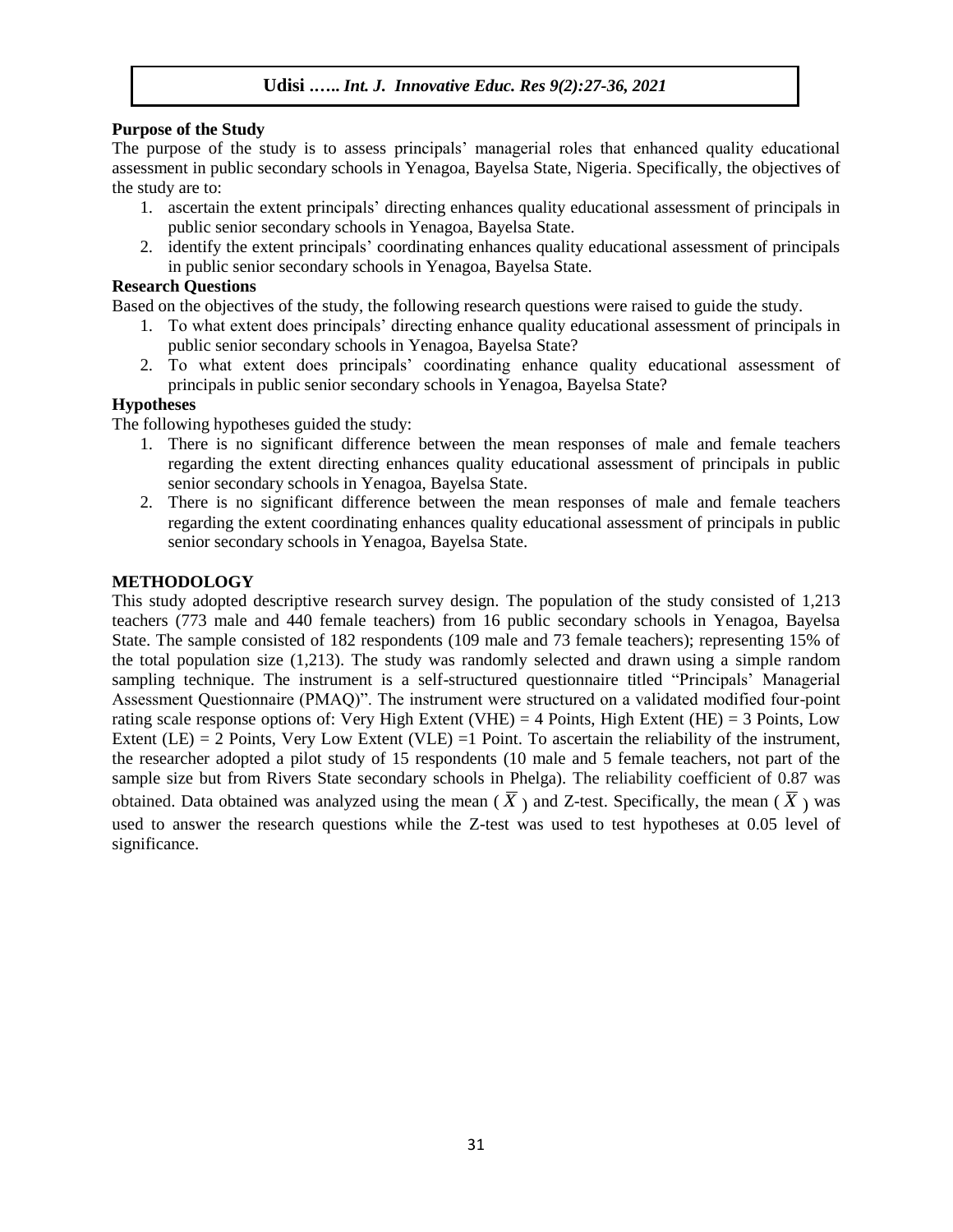**Purpose of the Study**

The purpose of the study is to assess principals' managerial roles that enhanced quality educational assessment in public secondary schools in Yenagoa, Bayelsa State, Nigeria. Specifically, the objectives of the study are to:

1. ascertain the extent principals' directing enhances quality educational assessment of principals in public senior secondary schools in Yenagoa, Bayelsa State.
2. identify the extent principals' coordinating enhances quality educational assessment of principals in public senior secondary schools in Yenagoa, Bayelsa State.

**Research Questions**

Based on the objectives of the study, the following research questions were raised to guide the study.

1. To what extent does principals' directing enhance quality educational assessment of principals in public senior secondary schools in Yenagoa, Bayelsa State?
2. To what extent does principals' coordinating enhance quality educational assessment of principals in public senior secondary schools in Yenagoa, Bayelsa State?

**Hypotheses**

The following hypotheses guided the study:

1. There is no significant difference between the mean responses of male and female teachers regarding the extent directing enhances quality educational assessment of principals in public senior secondary schools in Yenagoa, Bayelsa State.
2. There is no significant difference between the mean responses of male and female teachers regarding the extent coordinating enhances quality educational assessment of principals in public senior secondary schools in Yenagoa, Bayelsa State.

## METHODOLOGY

This study adopted descriptive research survey design. The population of the study consisted of 1,213 teachers (773 male and 440 female teachers) from 16 public secondary schools in Yenagoa, Bayelsa State. The sample consisted of 182 respondents (109 male and 73 female teachers); representing 15% of the total population size (1,213). The study was randomly selected and drawn using a simple random sampling technique. The instrument is a self-structured questionnaire titled "Principals' Managerial Assessment Questionnaire (PMAQ)". The instrument were structured on a validated modified four-point rating scale response options of: Very High Extent (VHE) = 4 Points, High Extent (HE) = 3 Points, Low Extent (LE) = 2 Points, Very Low Extent (VLE) =1 Point. To ascertain the reliability of the instrument, the researcher adopted a pilot study of 15 respondents (10 male and 5 female teachers, not part of the sample size but from Rivers State secondary schools in Phelga). The reliability coefficient of 0.87 was obtained. Data obtained was analyzed using the mean ( $\overline{X}$ ) and Z-test. Specifically, the mean ( $\overline{X}$ ) was used to answer the research questions while the Z-test was used to test hypotheses at 0.05 level of significance.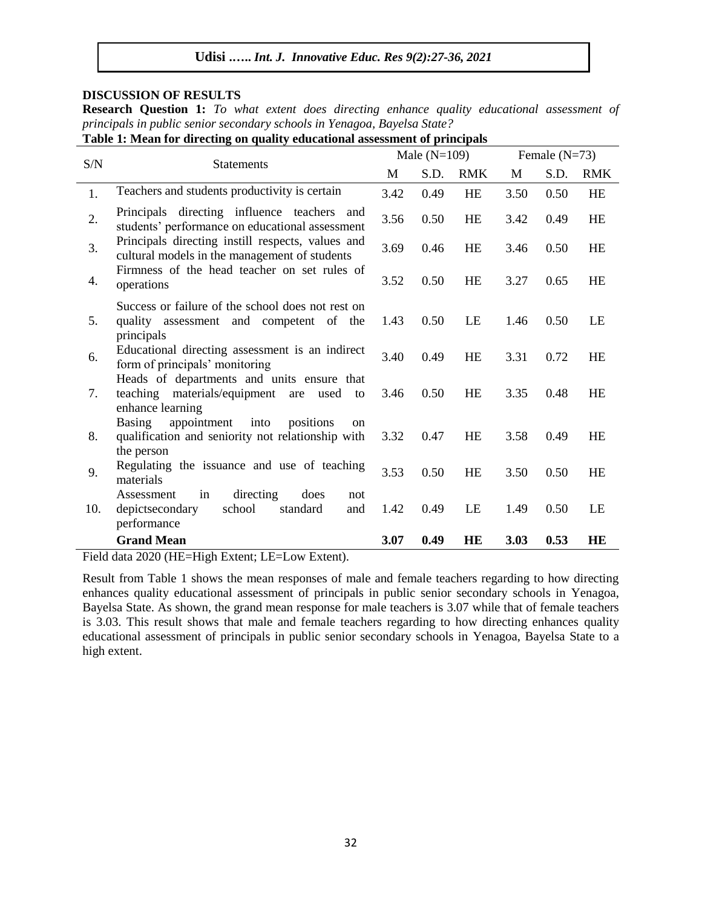## DISCUSSION OF RESULTS

**Research Question 1:** *To what extent does directing enhance quality educational assessment of principals in public senior secondary schools in Yenagoa, Bayelsa State?*

**Table 1: Mean for directing on quality educational assessment of principals**

| S/N | Statements | Male (N=109) | | | Female (N=73) | | |
|---|---|---|---|---|---|---|---|
| | | M | S.D. | RMK | M | S.D. | RMK |
| 1. | Teachers and students productivity is certain | 3.42 | 0.49 | HE | 3.50 | 0.50 | HE |
| 2. | Principals directing influence teachers and students' performance on educational assessment | 3.56 | 0.50 | HE | 3.42 | 0.49 | HE |
| 3. | Principals directing instill respects, values and cultural models in the management of students | 3.69 | 0.46 | HE | 3.46 | 0.50 | HE |
| 4. | Firmness of the head teacher on set rules of operations | 3.52 | 0.50 | HE | 3.27 | 0.65 | HE |
| 5. | Success or failure of the school does not rest on quality assessment and competent of the principals | 1.43 | 0.50 | LE | 1.46 | 0.50 | LE |
| 6. | Educational directing assessment is an indirect form of principals' monitoring | 3.40 | 0.49 | HE | 3.31 | 0.72 | HE |
| 7. | Heads of departments and units ensure that teaching materials/equipment are used to enhance learning | 3.46 | 0.50 | HE | 3.35 | 0.48 | HE |
| 8. | Basing appointment into positions on qualification and seniority not relationship with the person | 3.32 | 0.47 | HE | 3.58 | 0.49 | HE |
| 9. | Regulating the issuance and use of teaching materials | 3.53 | 0.50 | HE | 3.50 | 0.50 | HE |
| 10. | Assessment in directing does not depictsecondary school standard and performance | 1.42 | 0.49 | LE | 1.49 | 0.50 | LE |
| | **Grand Mean** | **3.07** | **0.49** | **HE** | **3.03** | **0.53** | **HE** |

Field data 2020 (HE=High Extent; LE=Low Extent).

Result from Table 1 shows the mean responses of male and female teachers regarding to how directing enhances quality educational assessment of principals in public senior secondary schools in Yenagoa, Bayelsa State. As shown, the grand mean response for male teachers is 3.07 while that of female teachers is 3.03. This result shows that male and female teachers regarding to how directing enhances quality educational assessment of principals in public senior secondary schools in Yenagoa, Bayelsa State to a high extent.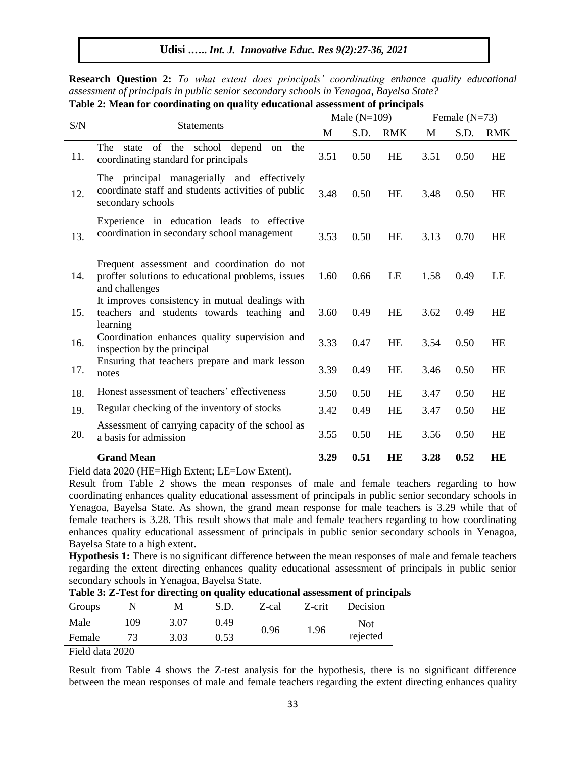**Research Question 2:** *To what extent does principals' coordinating enhance quality educational assessment of principals in public senior secondary schools in Yenagoa, Bayelsa State?*

**Table 2: Mean for coordinating on quality educational assessment of principals**

| S/N | Statements | Male (N=109) | | | Female (N=73) | | |
|---|---|---|---|---|---|---|---|
| | | M | S.D. | RMK | M | S.D. | RMK |
| 11. | The state of the school depend on the coordinating standard for principals | 3.51 | 0.50 | HE | 3.51 | 0.50 | HE |
| 12. | The principal managerially and effectively coordinate staff and students activities of public secondary schools | 3.48 | 0.50 | HE | 3.48 | 0.50 | HE |
| 13. | Experience in education leads to effective coordination in secondary school management | 3.53 | 0.50 | HE | 3.13 | 0.70 | HE |
| 14. | Frequent assessment and coordination do not proffer solutions to educational problems, issues and challenges | 1.60 | 0.66 | LE | 1.58 | 0.49 | LE |
| 15. | It improves consistency in mutual dealings with teachers and students towards teaching and learning | 3.60 | 0.49 | HE | 3.62 | 0.49 | HE |
| 16. | Coordination enhances quality supervision and inspection by the principal | 3.33 | 0.47 | HE | 3.54 | 0.50 | HE |
| 17. | Ensuring that teachers prepare and mark lesson notes | 3.39 | 0.49 | HE | 3.46 | 0.50 | HE |
| 18. | Honest assessment of teachers' effectiveness | 3.50 | 0.50 | HE | 3.47 | 0.50 | HE |
| 19. | Regular checking of the inventory of stocks | 3.42 | 0.49 | HE | 3.47 | 0.50 | HE |
| 20. | Assessment of carrying capacity of the school as a basis for admission | 3.55 | 0.50 | HE | 3.56 | 0.50 | HE |
| | **Grand Mean** | **3.29** | **0.51** | **HE** | **3.28** | **0.52** | **HE** |

Field data 2020 (HE=High Extent; LE=Low Extent).

Result from Table 2 shows the mean responses of male and female teachers regarding to how coordinating enhances quality educational assessment of principals in public senior secondary schools in Yenagoa, Bayelsa State. As shown, the grand mean response for male teachers is 3.29 while that of female teachers is 3.28. This result shows that male and female teachers regarding to how coordinating enhances quality educational assessment of principals in public senior secondary schools in Yenagoa, Bayelsa State to a high extent.

**Hypothesis 1:** There is no significant difference between the mean responses of male and female teachers regarding the extent directing enhances quality educational assessment of principals in public senior secondary schools in Yenagoa, Bayelsa State.

**Table 3: Z-Test for directing on quality educational assessment of principals**

| Groups | N | M | S.D. | Z-cal | Z-crit | Decision |
|---|---|---|---|---|---|---|
| Male | 109 | 3.07 | 0.49 | 0.96 | 1.96 | Not rejected |
| Female | 73 | 3.03 | 0.53 | | | |

Field data 2020

Result from Table 4 shows the Z-test analysis for the hypothesis, there is no significant difference between the mean responses of male and female teachers regarding the extent directing enhances quality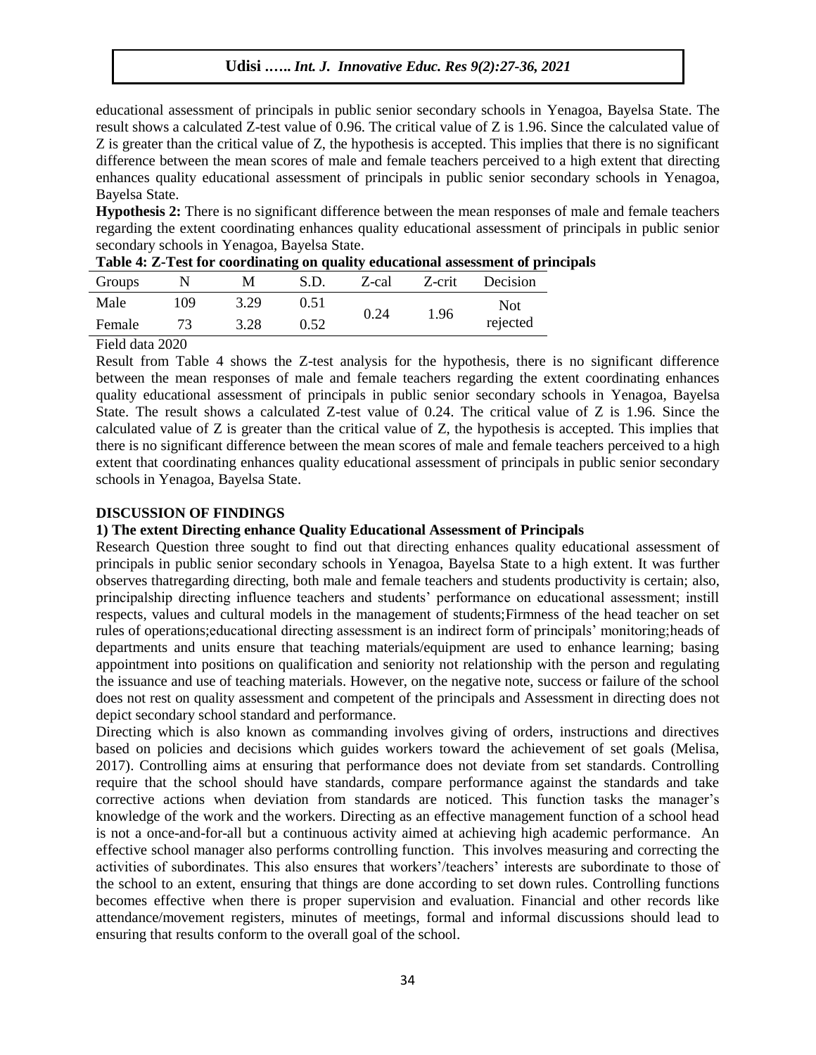educational assessment of principals in public senior secondary schools in Yenagoa, Bayelsa State. The result shows a calculated Z-test value of 0.96. The critical value of Z is 1.96. Since the calculated value of Z is greater than the critical value of Z, the hypothesis is accepted. This implies that there is no significant difference between the mean scores of male and female teachers perceived to a high extent that directing enhances quality educational assessment of principals in public senior secondary schools in Yenagoa, Bayelsa State.

**Hypothesis 2:** There is no significant difference between the mean responses of male and female teachers regarding the extent coordinating enhances quality educational assessment of principals in public senior secondary schools in Yenagoa, Bayelsa State.

**Table 4: Z-Test for coordinating on quality educational assessment of principals**

| Groups | N | M | S.D. | Z-cal | Z-crit | Decision |
|---|---|---|---|---|---|---|
| Male | 109 | 3.29 | 0.51 | 0.24 | 1.96 | Not rejected |
| Female | 73 | 3.28 | 0.52 | | | |

Field data 2020

Result from Table 4 shows the Z-test analysis for the hypothesis, there is no significant difference between the mean responses of male and female teachers regarding the extent coordinating enhances quality educational assessment of principals in public senior secondary schools in Yenagoa, Bayelsa State. The result shows a calculated Z-test value of 0.24. The critical value of Z is 1.96. Since the calculated value of Z is greater than the critical value of Z, the hypothesis is accepted. This implies that there is no significant difference between the mean scores of male and female teachers perceived to a high extent that coordinating enhances quality educational assessment of principals in public senior secondary schools in Yenagoa, Bayelsa State.

## DISCUSSION OF FINDINGS

### 1) The extent Directing enhance Quality Educational Assessment of Principals

Research Question three sought to find out that directing enhances quality educational assessment of principals in public senior secondary schools in Yenagoa, Bayelsa State to a high extent. It was further observes thatregarding directing, both male and female teachers and students productivity is certain; also, principalship directing influence teachers and students' performance on educational assessment; instill respects, values and cultural models in the management of students;Firmness of the head teacher on set rules of operations;educational directing assessment is an indirect form of principals' monitoring;heads of departments and units ensure that teaching materials/equipment are used to enhance learning; basing appointment into positions on qualification and seniority not relationship with the person and regulating the issuance and use of teaching materials. However, on the negative note, success or failure of the school does not rest on quality assessment and competent of the principals and Assessment in directing does not depict secondary school standard and performance.

Directing which is also known as commanding involves giving of orders, instructions and directives based on policies and decisions which guides workers toward the achievement of set goals (Melisa, 2017). Controlling aims at ensuring that performance does not deviate from set standards. Controlling require that the school should have standards, compare performance against the standards and take corrective actions when deviation from standards are noticed. This function tasks the manager's knowledge of the work and the workers. Directing as an effective management function of a school head is not a once-and-for-all but a continuous activity aimed at achieving high academic performance. An effective school manager also performs controlling function. This involves measuring and correcting the activities of subordinates. This also ensures that workers'/teachers' interests are subordinate to those of the school to an extent, ensuring that things are done according to set down rules. Controlling functions becomes effective when there is proper supervision and evaluation. Financial and other records like attendance/movement registers, minutes of meetings, formal and informal discussions should lead to ensuring that results conform to the overall goal of the school.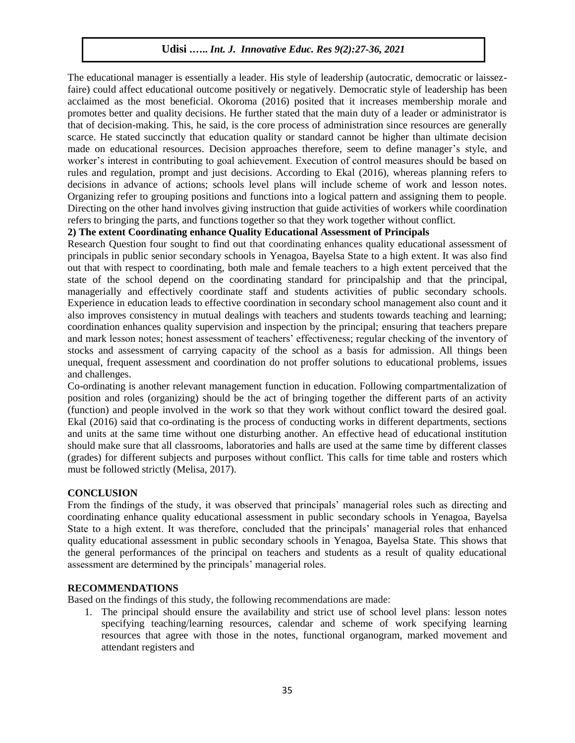The educational manager is essentially a leader. His style of leadership (autocratic, democratic or laissez-faire) could affect educational outcome positively or negatively. Democratic style of leadership has been acclaimed as the most beneficial. Okoroma (2016) posited that it increases membership morale and promotes better and quality decisions. He further stated that the main duty of a leader or administrator is that of decision-making. This, he said, is the core process of administration since resources are generally scarce. He stated succinctly that education quality or standard cannot be higher than ultimate decision made on educational resources. Decision approaches therefore, seem to define manager's style, and worker's interest in contributing to goal achievement. Execution of control measures should be based on rules and regulation, prompt and just decisions. According to Ekal (2016), whereas planning refers to decisions in advance of actions; schools level plans will include scheme of work and lesson notes. Organizing refer to grouping positions and functions into a logical pattern and assigning them to people. Directing on the other hand involves giving instruction that guide activities of workers while coordination refers to bringing the parts, and functions together so that they work together without conflict.

**2) The extent Coordinating enhance Quality Educational Assessment of Principals**

Research Question four sought to find out that coordinating enhances quality educational assessment of principals in public senior secondary schools in Yenagoa, Bayelsa State to a high extent. It was also find out that with respect to coordinating, both male and female teachers to a high extent perceived that the state of the school depend on the coordinating standard for principalship and that the principal, managerially and effectively coordinate staff and students activities of public secondary schools. Experience in education leads to effective coordination in secondary school management also count and it also improves consistency in mutual dealings with teachers and students towards teaching and learning; coordination enhances quality supervision and inspection by the principal; ensuring that teachers prepare and mark lesson notes; honest assessment of teachers' effectiveness; regular checking of the inventory of stocks and assessment of carrying capacity of the school as a basis for admission. All things been unequal, frequent assessment and coordination do not proffer solutions to educational problems, issues and challenges.

Co-ordinating is another relevant management function in education. Following compartmentalization of position and roles (organizing) should be the act of bringing together the different parts of an activity (function) and people involved in the work so that they work without conflict toward the desired goal. Ekal (2016) said that co-ordinating is the process of conducting works in different departments, sections and units at the same time without one disturbing another. An effective head of educational institution should make sure that all classrooms, laboratories and halls are used at the same time by different classes (grades) for different subjects and purposes without conflict. This calls for time table and rosters which must be followed strictly (Melisa, 2017).

## CONCLUSION

From the findings of the study, it was observed that principals' managerial roles such as directing and coordinating enhance quality educational assessment in public secondary schools in Yenagoa, Bayelsa State to a high extent. It was therefore, concluded that the principals' managerial roles that enhanced quality educational assessment in public secondary schools in Yenagoa, Bayelsa State. This shows that the general performances of the principal on teachers and students as a result of quality educational assessment are determined by the principals' managerial roles.

## RECOMMENDATIONS

Based on the findings of this study, the following recommendations are made:

1. The principal should ensure the availability and strict use of school level plans: lesson notes specifying teaching/learning resources, calendar and scheme of work specifying learning resources that agree with those in the notes, functional organogram, marked movement and attendant registers and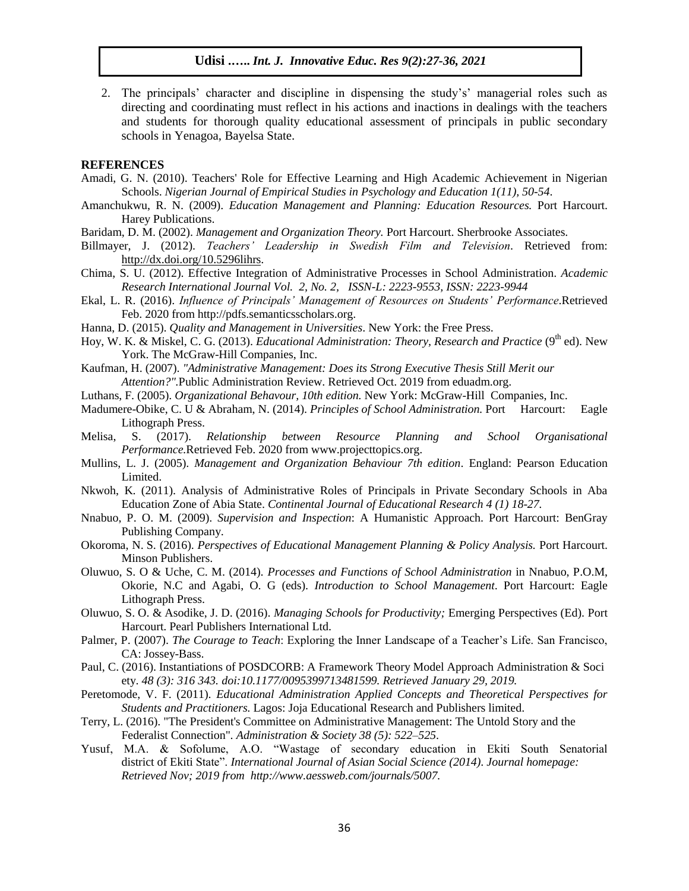2. The principals' character and discipline in dispensing the study's' managerial roles such as directing and coordinating must reflect in his actions and inactions in dealings with the teachers and students for thorough quality educational assessment of principals in public secondary schools in Yenagoa, Bayelsa State.

## REFERENCES

Amadi, G. N. (2010). Teachers' Role for Effective Learning and High Academic Achievement in Nigerian Schools. *Nigerian Journal of Empirical Studies in Psychology and Education 1(11), 50-54*.

Amanchukwu, R. N. (2009). *Education Management and Planning: Education Resources.* Port Harcourt. Harey Publications.

Baridam, D. M. (2002). *Management and Organization Theory.* Port Harcourt. Sherbrooke Associates.

Billmayer, J. (2012). *Teachers' Leadership in Swedish Film and Television*. Retrieved from: http://dx.doi.org/10.5296lihrs.

Chima, S. U. (2012). Effective Integration of Administrative Processes in School Administration. *Academic Research International Journal Vol. 2, No. 2, ISSN-L: 2223-9553, ISSN: 2223-9944*

Ekal, L. R. (2016). *Influence of Principals' Management of Resources on Students' Performance*.Retrieved Feb. 2020 from http://pdfs.semanticsscholars.org.

Hanna, D. (2015). *Quality and Management in Universities*. New York: the Free Press.

Hoy, W. K. & Miskel, C. G. (2013). *Educational Administration: Theory, Research and Practice* (9th ed). New York. The McGraw-Hill Companies, Inc.

Kaufman, H. (2007). *"Administrative Management: Does its Strong Executive Thesis Still Merit our Attention?"*.Public Administration Review. Retrieved Oct. 2019 from eduadm.org.

Luthans, F. (2005). *Organizational Behavour, 10th edition.* New York: McGraw-Hill Companies, Inc.

Madumere-Obike, C. U & Abraham, N. (2014). *Principles of School Administration.* Port Harcourt: Eagle Lithograph Press.

Melisa, S. (2017). *Relationship between Resource Planning and School Organisational Performance.*Retrieved Feb. 2020 from www.projecttopics.org.

Mullins, L. J. (2005). *Management and Organization Behaviour 7th edition*. England: Pearson Education Limited.

Nkwoh, K. (2011). Analysis of Administrative Roles of Principals in Private Secondary Schools in Aba Education Zone of Abia State. *Continental Journal of Educational Research 4 (1) 18-27.*

Nnabuo, P. O. M. (2009). *Supervision and Inspection*: A Humanistic Approach. Port Harcourt: BenGray Publishing Company.

Okoroma, N. S. (2016). *Perspectives of Educational Management Planning & Policy Analysis.* Port Harcourt. Minson Publishers.

Oluwuo, S. O & Uche, C. M. (2014). *Processes and Functions of School Administration* in Nnabuo, P.O.M, Okorie, N.C and Agabi, O. G (eds). *Introduction to School Management*. Port Harcourt: Eagle Lithograph Press.

Oluwuo, S. O. & Asodike, J. D. (2016). *Managing Schools for Productivity;* Emerging Perspectives (Ed). Port Harcourt. Pearl Publishers International Ltd.

Palmer, P. (2007). *The Courage to Teach*: Exploring the Inner Landscape of a Teacher's Life. San Francisco, CA: Jossey-Bass.

Paul, C. (2016). Instantiations of POSDCORB: A Framework Theory Model Approach Administration & Soci ety. *48 (3): 316 343. doi:10.1177/0095399713481599. Retrieved January 29, 2019.*

Peretomode, V. F. (2011). *Educational Administration Applied Concepts and Theoretical Perspectives for Students and Practitioners.* Lagos: Joja Educational Research and Publishers limited.

Terry, L. (2016). "The President's Committee on Administrative Management: The Untold Story and the Federalist Connection". *Administration & Society 38 (5): 522–525*.

Yusuf, M.A. & Sofolume, A.O. "Wastage of secondary education in Ekiti South Senatorial district of Ekiti State". *International Journal of Asian Social Science (2014). Journal homepage: Retrieved Nov; 2019 from http://www.aessweb.com/journals/5007.*